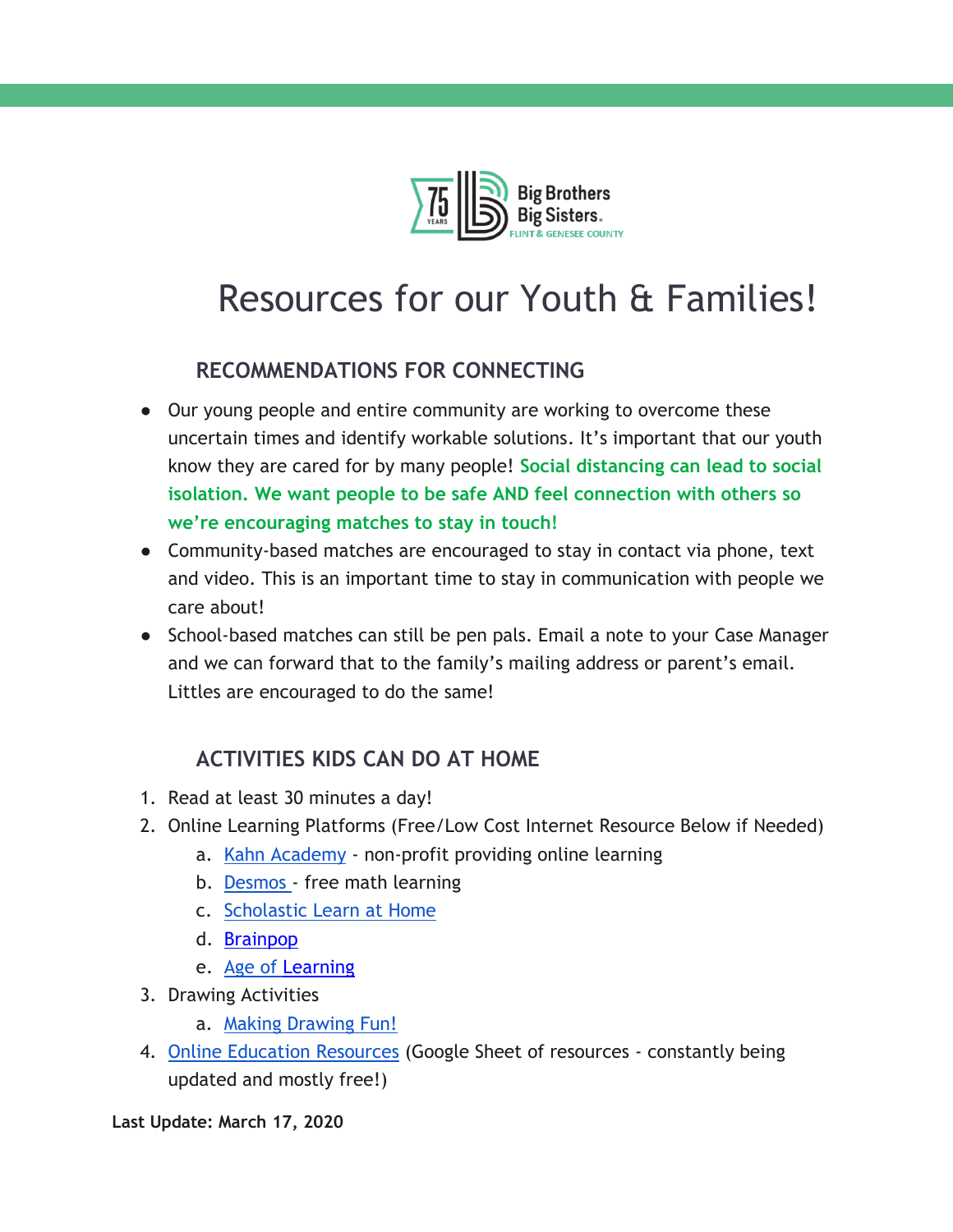# Resources for our Youth & Families!

## RECOMMENDATIONS FOR CONNECTING

- Our young people and entire community are working to overcome these uncertain times and identify workable solutions. It's important that our youth know they are cared for by many people! **Social distancing can lead to social isolation. We want people to be safe AND feel connection with others so we're encouraging matches to stay in touch!**
- Community-based matches are encouraged to stay in contact via phone, text and video. This is an important time to stay in communication with people we care about!
- School-based matches can still be pen pals. Email a note to your Case Manager and we can forward that to the family's mailing address or parent's email. Littles are encouraged to do the same!

## ACTIVITIES KIDS CAN DO AT HOME

1. Read at least 30 minutes a day!
2. Online Learning Platforms (Free/Low Cost Internet Resource Below if Needed)
   a. Kahn Academy - non-profit providing online learning
   b. Desmos - free math learning
   c. Scholastic Learn at Home
   d. Brainpop
   e. Age of Learning
3. Drawing Activities
   a. Making Drawing Fun!
4. Online Education Resources (Google Sheet of resources - constantly being updated and mostly free!)

**Last Update: March 17, 2020**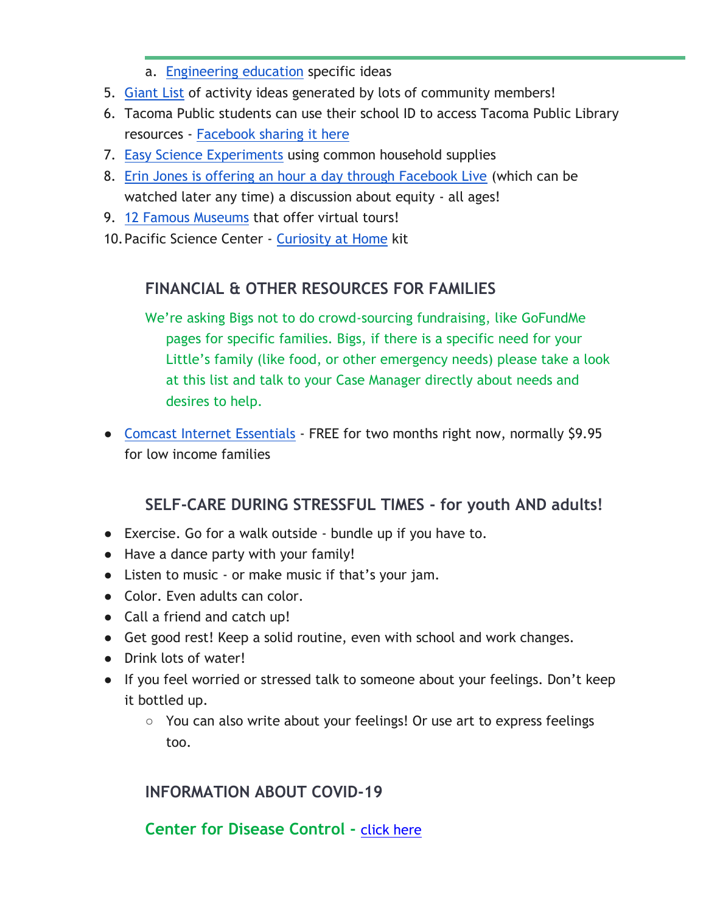a. Engineering education specific ideas
5. Giant List of activity ideas generated by lots of community members!
6. Tacoma Public students can use their school ID to access Tacoma Public Library resources - Facebook sharing it here
7. Easy Science Experiments using common household supplies
8. Erin Jones is offering an hour a day through Facebook Live (which can be watched later any time) a discussion about equity - all ages!
9. 12 Famous Museums that offer virtual tours!
10. Pacific Science Center - Curiosity at Home kit

## FINANCIAL & OTHER RESOURCES FOR FAMILIES

We're asking Bigs not to do crowd-sourcing fundraising, like GoFundMe pages for specific families. Bigs, if there is a specific need for your Little's family (like food, or other emergency needs) please take a look at this list and talk to your Case Manager directly about needs and desires to help.

- Comcast Internet Essentials - FREE for two months right now, normally $9.95 for low income families

## SELF-CARE DURING STRESSFUL TIMES - for youth AND adults!

- Exercise. Go for a walk outside - bundle up if you have to.
- Have a dance party with your family!
- Listen to music - or make music if that's your jam.
- Color. Even adults can color.
- Call a friend and catch up!
- Get good rest! Keep a solid routine, even with school and work changes.
- Drink lots of water!
- If you feel worried or stressed talk to someone about your feelings. Don't keep it bottled up.
    - You can also write about your feelings! Or use art to express feelings too.

## INFORMATION ABOUT COVID-19

### Center for Disease Control - click here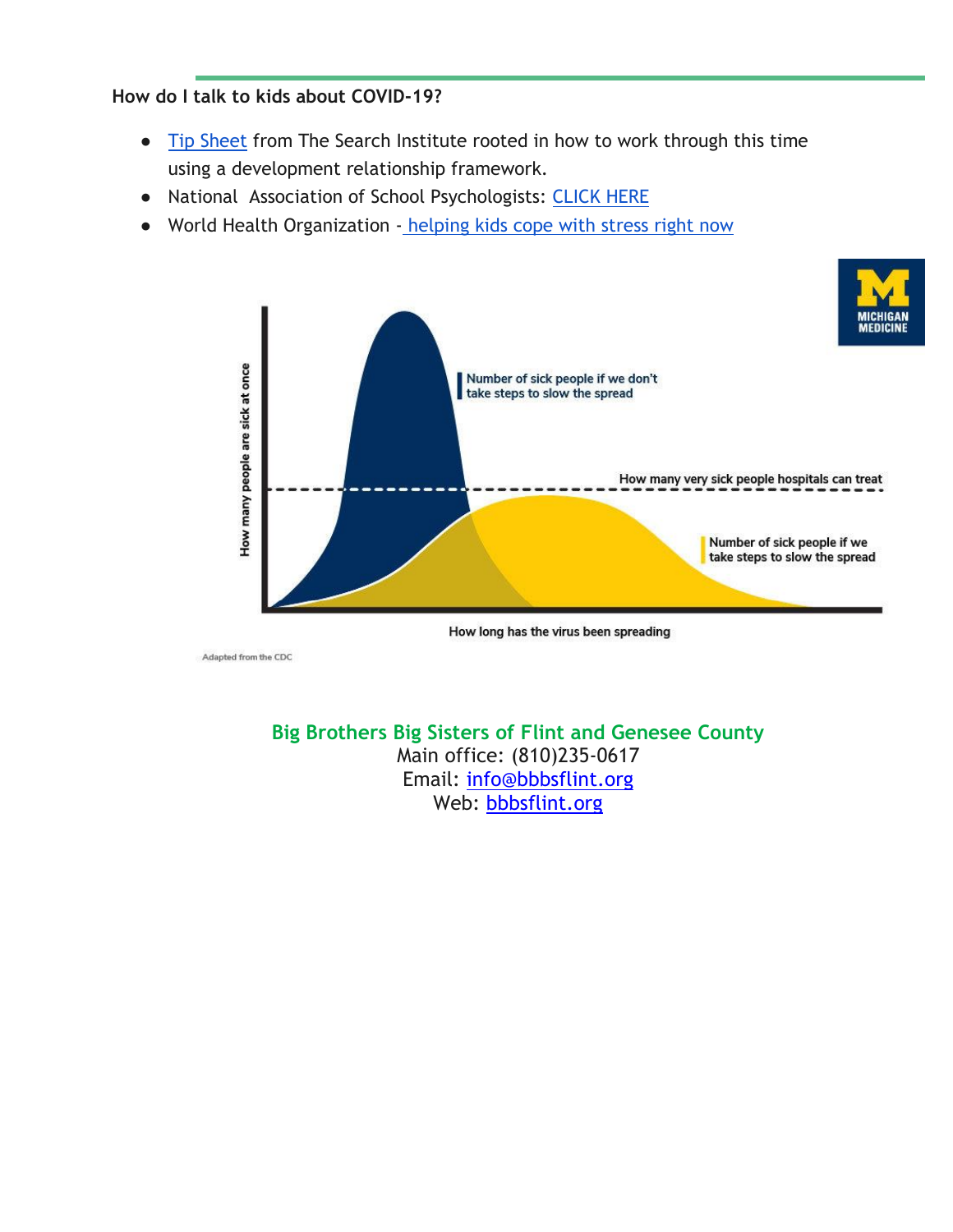**How do I talk to kids about COVID-19?**

- Tip Sheet from The Search Institute rooted in how to work through this time using a development relationship framework.
- National Association of School Psychologists: CLICK HERE
- World Health Organization - helping kids cope with stress right now

MICHIGAN MEDICINE

How many people are sick at once

Number of sick people if we don't take steps to slow the spread

How many very sick people hospitals can treat

Number of sick people if we take steps to slow the spread

How long has the virus been spreading

Adapted from the CDC

**Big Brothers Big Sisters of Flint and Genesee County**
Main office: (810)235-0617
Email: info@bbbsflint.org
Web: bbbsflint.org